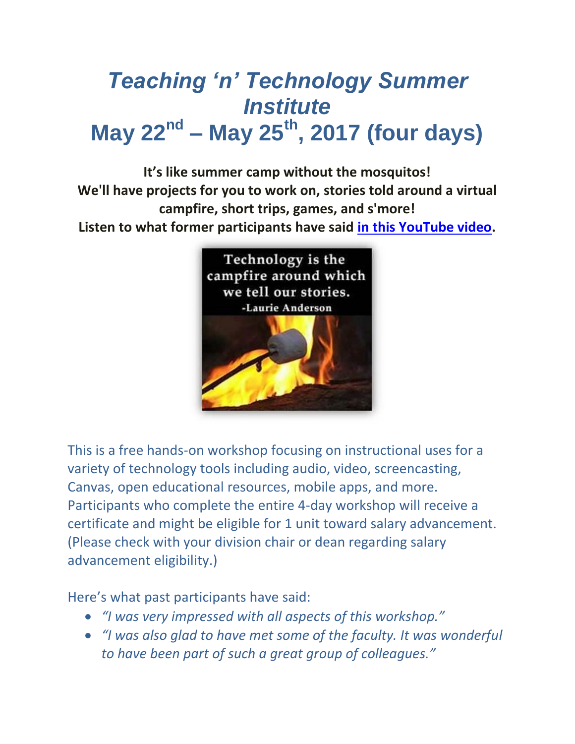# *Teaching 'n' Technology Summer Institute*
# May 22nd – May 25th, 2017 (four days)

**It's like summer camp without the mosquitos!**
**We'll have projects for you to work on, stories told around a virtual campfire, short trips, games, and s'more!**
**Listen to what former participants have said [in this YouTube video](#).**

This is a free hands-on workshop focusing on instructional uses for a variety of technology tools including audio, video, screencasting, Canvas, open educational resources, mobile apps, and more. Participants who complete the entire 4-day workshop will receive a certificate and might be eligible for 1 unit toward salary advancement. (Please check with your division chair or dean regarding salary advancement eligibility.)

Here's what past participants have said:

- *"I was very impressed with all aspects of this workshop."*
- *"I was also glad to have met some of the faculty. It was wonderful to have been part of such a great group of colleagues."*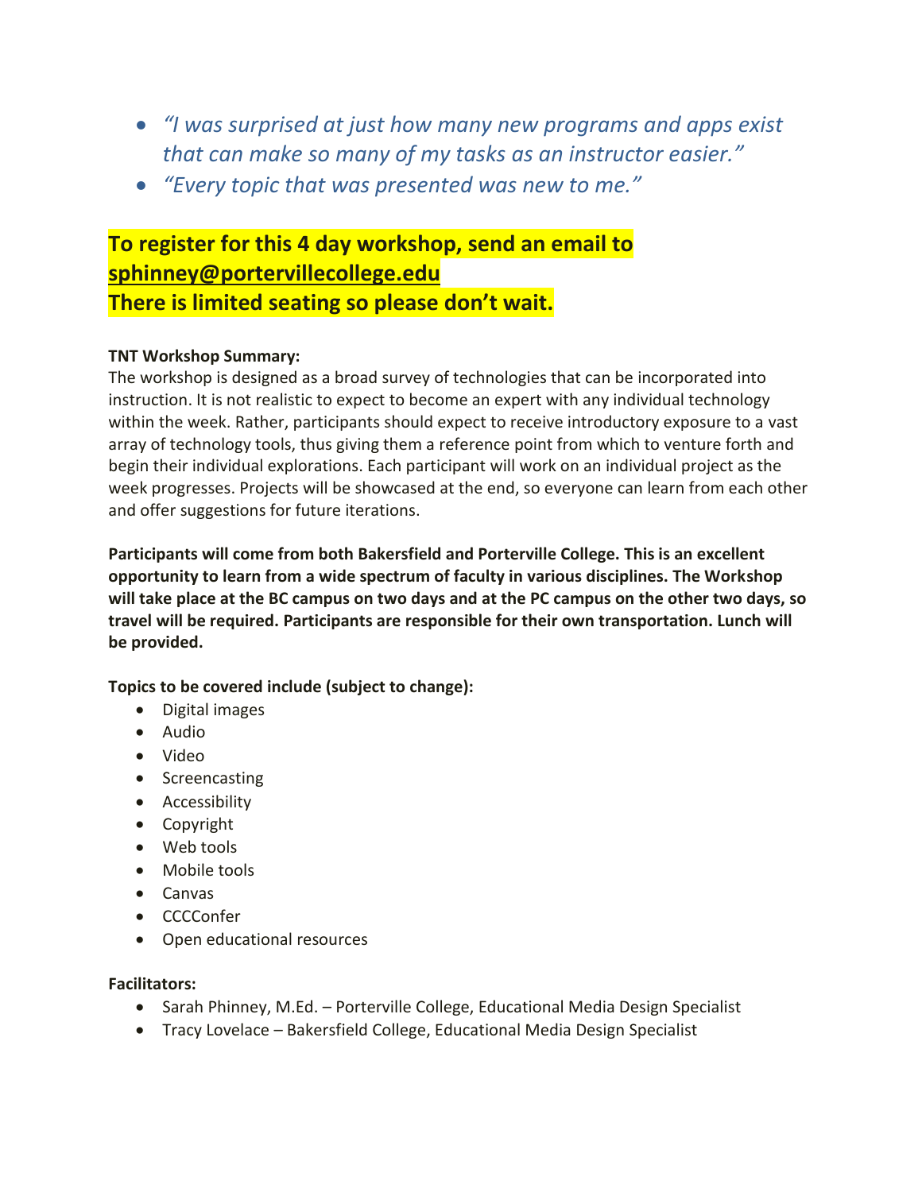- *"I was surprised at just how many new programs and apps exist that can make so many of my tasks as an instructor easier."*
- *"Every topic that was presented was new to me."*

**To register for this 4 day workshop, send an email to sphinney@portervillecollege.edu**
**There is limited seating so please don't wait.**

**TNT Workshop Summary:**
The workshop is designed as a broad survey of technologies that can be incorporated into instruction. It is not realistic to expect to become an expert with any individual technology within the week. Rather, participants should expect to receive introductory exposure to a vast array of technology tools, thus giving them a reference point from which to venture forth and begin their individual explorations. Each participant will work on an individual project as the week progresses. Projects will be showcased at the end, so everyone can learn from each other and offer suggestions for future iterations.

**Participants will come from both Bakersfield and Porterville College. This is an excellent opportunity to learn from a wide spectrum of faculty in various disciplines. The Workshop will take place at the BC campus on two days and at the PC campus on the other two days, so travel will be required. Participants are responsible for their own transportation. Lunch will be provided.**

**Topics to be covered include (subject to change):**

- Digital images
- Audio
- Video
- Screencasting
- Accessibility
- Copyright
- Web tools
- Mobile tools
- Canvas
- CCCConfer
- Open educational resources

**Facilitators:**

- Sarah Phinney, M.Ed. – Porterville College, Educational Media Design Specialist
- Tracy Lovelace – Bakersfield College, Educational Media Design Specialist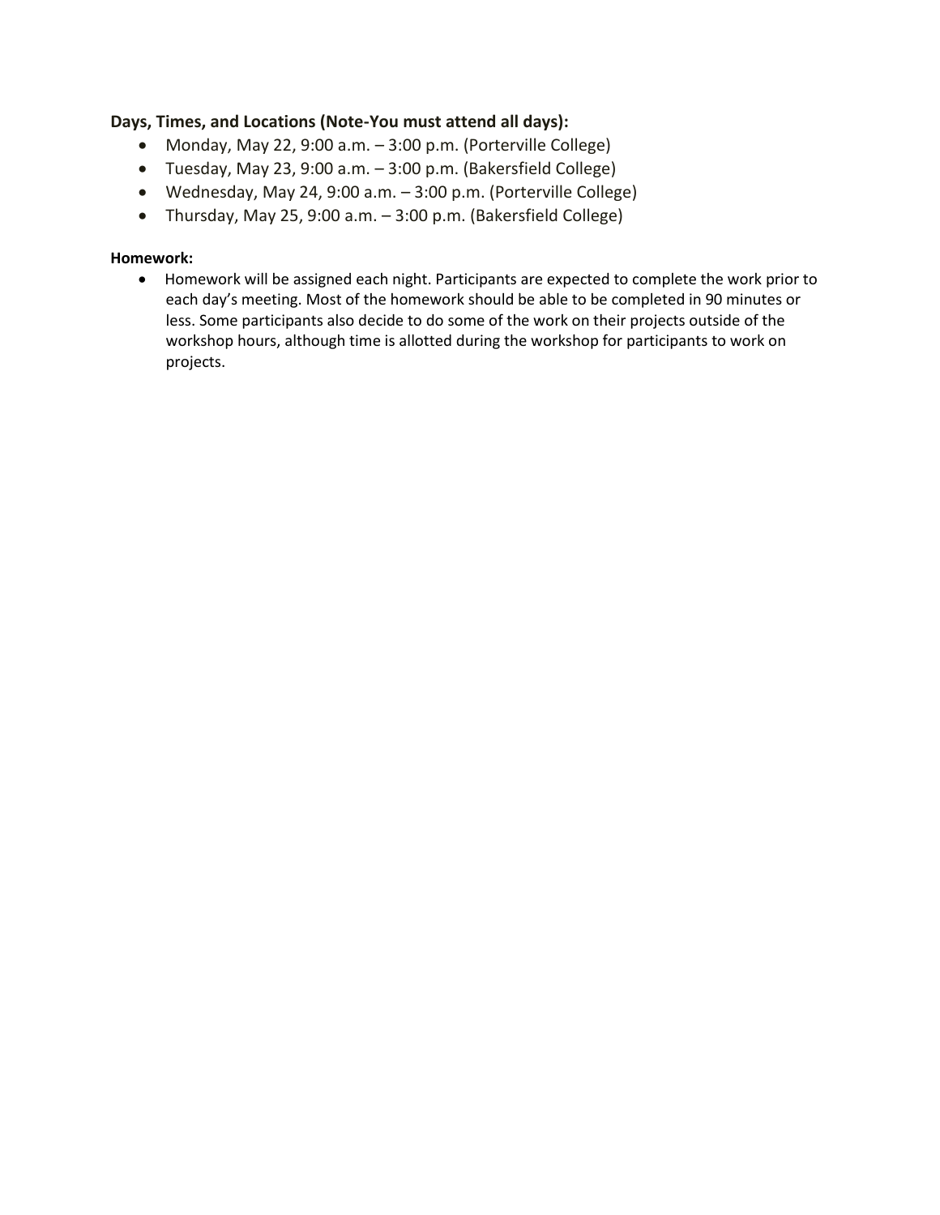**Days, Times, and Locations (Note-You must attend all days):**

- Monday, May 22, 9:00 a.m. – 3:00 p.m. (Porterville College)
- Tuesday, May 23, 9:00 a.m. – 3:00 p.m. (Bakersfield College)
- Wednesday, May 24, 9:00 a.m. – 3:00 p.m. (Porterville College)
- Thursday, May 25, 9:00 a.m. – 3:00 p.m. (Bakersfield College)

**Homework:**

- Homework will be assigned each night. Participants are expected to complete the work prior to each day's meeting. Most of the homework should be able to be completed in 90 minutes or less. Some participants also decide to do some of the work on their projects outside of the workshop hours, although time is allotted during the workshop for participants to work on projects.